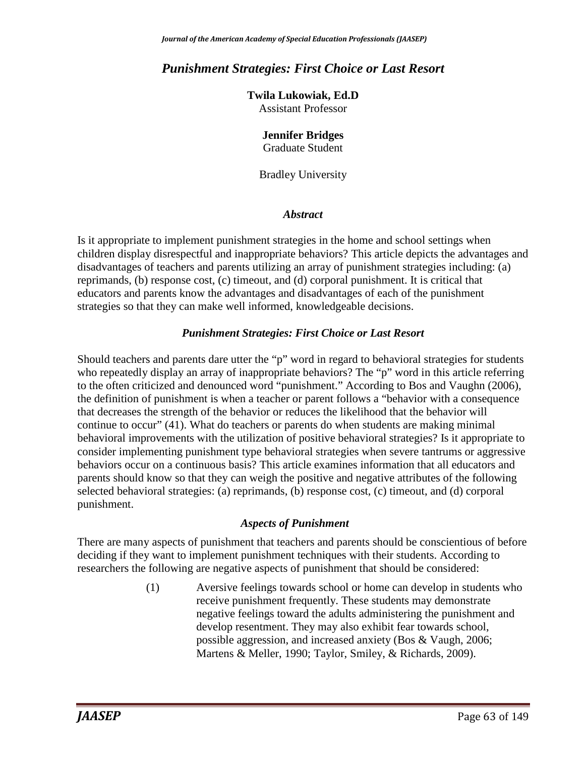# *Punishment Strategies: First Choice or Last Resort*

**Twila Lukowiak, Ed.D**
Assistant Professor

**Jennifer Bridges**
Graduate Student

Bradley University

## *Abstract*

Is it appropriate to implement punishment strategies in the home and school settings when children display disrespectful and inappropriate behaviors? This article depicts the advantages and disadvantages of teachers and parents utilizing an array of punishment strategies including: (a) reprimands, (b) response cost, (c) timeout, and (d) corporal punishment. It is critical that educators and parents know the advantages and disadvantages of each of the punishment strategies so that they can make well informed, knowledgeable decisions.

## *Punishment Strategies: First Choice or Last Resort*

Should teachers and parents dare utter the "p" word in regard to behavioral strategies for students who repeatedly display an array of inappropriate behaviors? The "p" word in this article referring to the often criticized and denounced word "punishment." According to Bos and Vaughn (2006), the definition of punishment is when a teacher or parent follows a "behavior with a consequence that decreases the strength of the behavior or reduces the likelihood that the behavior will continue to occur" (41). What do teachers or parents do when students are making minimal behavioral improvements with the utilization of positive behavioral strategies? Is it appropriate to consider implementing punishment type behavioral strategies when severe tantrums or aggressive behaviors occur on a continuous basis? This article examines information that all educators and parents should know so that they can weigh the positive and negative attributes of the following selected behavioral strategies: (a) reprimands, (b) response cost, (c) timeout, and (d) corporal punishment.

## *Aspects of Punishment*

There are many aspects of punishment that teachers and parents should be conscientious of before deciding if they want to implement punishment techniques with their students. According to researchers the following are negative aspects of punishment that should be considered:

(1) Aversive feelings towards school or home can develop in students who receive punishment frequently. These students may demonstrate negative feelings toward the adults administering the punishment and develop resentment. They may also exhibit fear towards school, possible aggression, and increased anxiety (Bos & Vaugh, 2006; Martens & Meller, 1990; Taylor, Smiley, & Richards, 2009).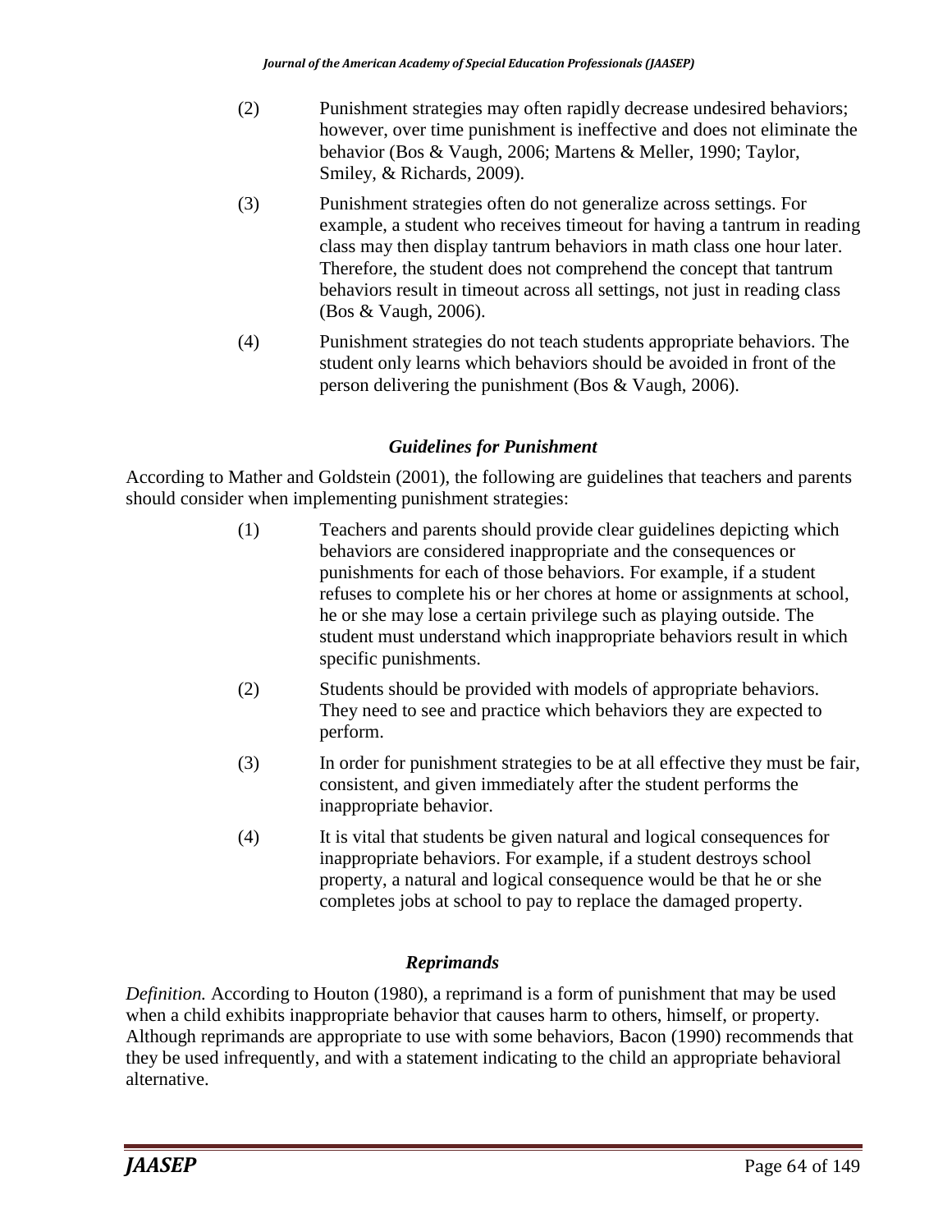(2) Punishment strategies may often rapidly decrease undesired behaviors; however, over time punishment is ineffective and does not eliminate the behavior (Bos & Vaugh, 2006; Martens & Meller, 1990; Taylor, Smiley, & Richards, 2009).

(3) Punishment strategies often do not generalize across settings. For example, a student who receives timeout for having a tantrum in reading class may then display tantrum behaviors in math class one hour later. Therefore, the student does not comprehend the concept that tantrum behaviors result in timeout across all settings, not just in reading class (Bos & Vaugh, 2006).

(4) Punishment strategies do not teach students appropriate behaviors. The student only learns which behaviors should be avoided in front of the person delivering the punishment (Bos & Vaugh, 2006).

### *Guidelines for Punishment*

According to Mather and Goldstein (2001), the following are guidelines that teachers and parents should consider when implementing punishment strategies:

(1) Teachers and parents should provide clear guidelines depicting which behaviors are considered inappropriate and the consequences or punishments for each of those behaviors. For example, if a student refuses to complete his or her chores at home or assignments at school, he or she may lose a certain privilege such as playing outside. The student must understand which inappropriate behaviors result in which specific punishments.

(2) Students should be provided with models of appropriate behaviors. They need to see and practice which behaviors they are expected to perform.

(3) In order for punishment strategies to be at all effective they must be fair, consistent, and given immediately after the student performs the inappropriate behavior.

(4) It is vital that students be given natural and logical consequences for inappropriate behaviors. For example, if a student destroys school property, a natural and logical consequence would be that he or she completes jobs at school to pay to replace the damaged property.

### *Reprimands*

*Definition.* According to Houton (1980), a reprimand is a form of punishment that may be used when a child exhibits inappropriate behavior that causes harm to others, himself, or property. Although reprimands are appropriate to use with some behaviors, Bacon (1990) recommends that they be used infrequently, and with a statement indicating to the child an appropriate behavioral alternative.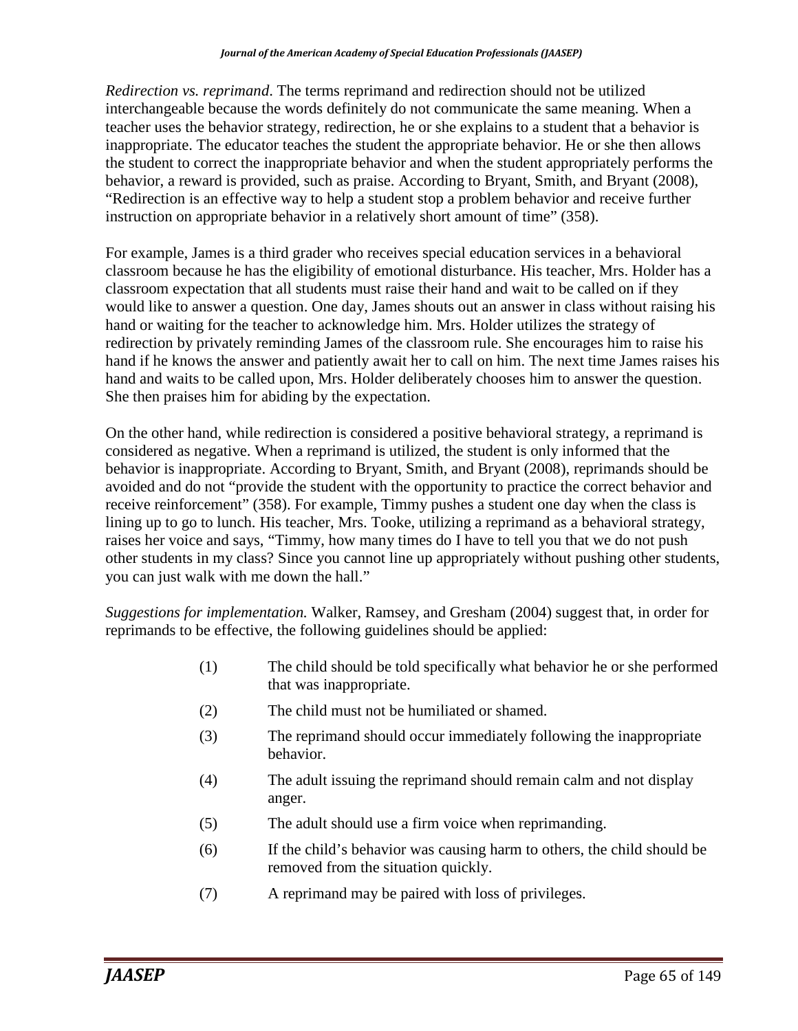*Redirection vs. reprimand*. The terms reprimand and redirection should not be utilized interchangeable because the words definitely do not communicate the same meaning. When a teacher uses the behavior strategy, redirection, he or she explains to a student that a behavior is inappropriate. The educator teaches the student the appropriate behavior. He or she then allows the student to correct the inappropriate behavior and when the student appropriately performs the behavior, a reward is provided, such as praise. According to Bryant, Smith, and Bryant (2008), "Redirection is an effective way to help a student stop a problem behavior and receive further instruction on appropriate behavior in a relatively short amount of time" (358).

For example, James is a third grader who receives special education services in a behavioral classroom because he has the eligibility of emotional disturbance. His teacher, Mrs. Holder has a classroom expectation that all students must raise their hand and wait to be called on if they would like to answer a question. One day, James shouts out an answer in class without raising his hand or waiting for the teacher to acknowledge him. Mrs. Holder utilizes the strategy of redirection by privately reminding James of the classroom rule. She encourages him to raise his hand if he knows the answer and patiently await her to call on him. The next time James raises his hand and waits to be called upon, Mrs. Holder deliberately chooses him to answer the question. She then praises him for abiding by the expectation.

On the other hand, while redirection is considered a positive behavioral strategy, a reprimand is considered as negative. When a reprimand is utilized, the student is only informed that the behavior is inappropriate. According to Bryant, Smith, and Bryant (2008), reprimands should be avoided and do not "provide the student with the opportunity to practice the correct behavior and receive reinforcement" (358). For example, Timmy pushes a student one day when the class is lining up to go to lunch. His teacher, Mrs. Tooke, utilizing a reprimand as a behavioral strategy, raises her voice and says, "Timmy, how many times do I have to tell you that we do not push other students in my class? Since you cannot line up appropriately without pushing other students, you can just walk with me down the hall."

*Suggestions for implementation.* Walker, Ramsey, and Gresham (2004) suggest that, in order for reprimands to be effective, the following guidelines should be applied:

(1) The child should be told specifically what behavior he or she performed that was inappropriate.

(2) The child must not be humiliated or shamed.

(3) The reprimand should occur immediately following the inappropriate behavior.

(4) The adult issuing the reprimand should remain calm and not display anger.

(5) The adult should use a firm voice when reprimanding.

(6) If the child's behavior was causing harm to others, the child should be removed from the situation quickly.

(7) A reprimand may be paired with loss of privileges.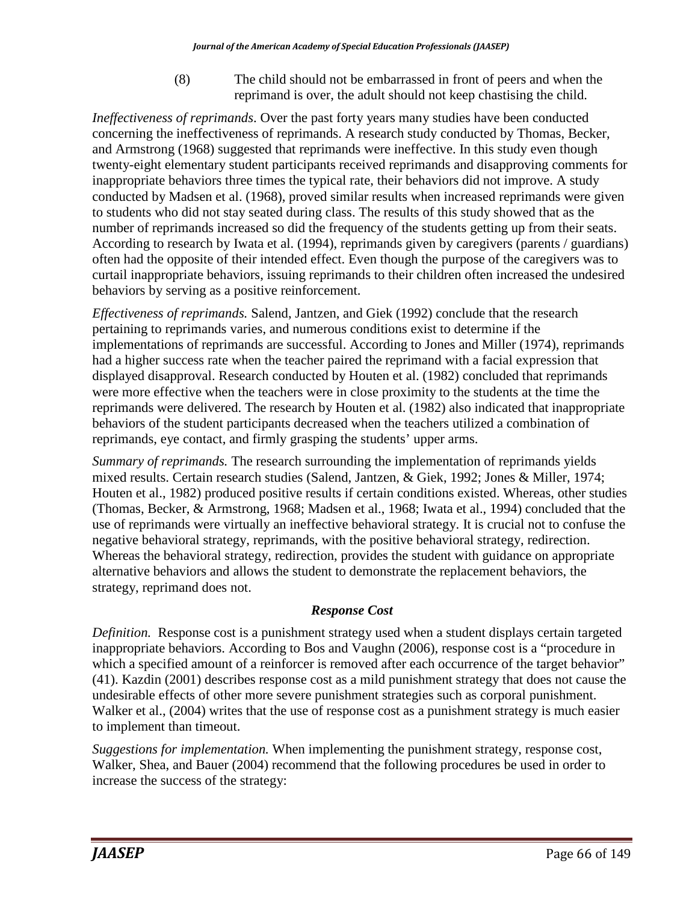(8) The child should not be embarrassed in front of peers and when the reprimand is over, the adult should not keep chastising the child.

*Ineffectiveness of reprimands*. Over the past forty years many studies have been conducted concerning the ineffectiveness of reprimands. A research study conducted by Thomas, Becker, and Armstrong (1968) suggested that reprimands were ineffective. In this study even though twenty-eight elementary student participants received reprimands and disapproving comments for inappropriate behaviors three times the typical rate, their behaviors did not improve. A study conducted by Madsen et al. (1968), proved similar results when increased reprimands were given to students who did not stay seated during class. The results of this study showed that as the number of reprimands increased so did the frequency of the students getting up from their seats. According to research by Iwata et al. (1994), reprimands given by caregivers (parents / guardians) often had the opposite of their intended effect. Even though the purpose of the caregivers was to curtail inappropriate behaviors, issuing reprimands to their children often increased the undesired behaviors by serving as a positive reinforcement.

*Effectiveness of reprimands.* Salend, Jantzen, and Giek (1992) conclude that the research pertaining to reprimands varies, and numerous conditions exist to determine if the implementations of reprimands are successful. According to Jones and Miller (1974), reprimands had a higher success rate when the teacher paired the reprimand with a facial expression that displayed disapproval. Research conducted by Houten et al. (1982) concluded that reprimands were more effective when the teachers were in close proximity to the students at the time the reprimands were delivered. The research by Houten et al. (1982) also indicated that inappropriate behaviors of the student participants decreased when the teachers utilized a combination of reprimands, eye contact, and firmly grasping the students' upper arms.

*Summary of reprimands.* The research surrounding the implementation of reprimands yields mixed results. Certain research studies (Salend, Jantzen, & Giek, 1992; Jones & Miller, 1974; Houten et al., 1982) produced positive results if certain conditions existed. Whereas, other studies (Thomas, Becker, & Armstrong, 1968; Madsen et al., 1968; Iwata et al., 1994) concluded that the use of reprimands were virtually an ineffective behavioral strategy. It is crucial not to confuse the negative behavioral strategy, reprimands, with the positive behavioral strategy, redirection. Whereas the behavioral strategy, redirection, provides the student with guidance on appropriate alternative behaviors and allows the student to demonstrate the replacement behaviors, the strategy, reprimand does not.

### *Response Cost*

*Definition.* Response cost is a punishment strategy used when a student displays certain targeted inappropriate behaviors. According to Bos and Vaughn (2006), response cost is a "procedure in which a specified amount of a reinforcer is removed after each occurrence of the target behavior" (41). Kazdin (2001) describes response cost as a mild punishment strategy that does not cause the undesirable effects of other more severe punishment strategies such as corporal punishment. Walker et al., (2004) writes that the use of response cost as a punishment strategy is much easier to implement than timeout.

*Suggestions for implementation.* When implementing the punishment strategy, response cost, Walker, Shea, and Bauer (2004) recommend that the following procedures be used in order to increase the success of the strategy: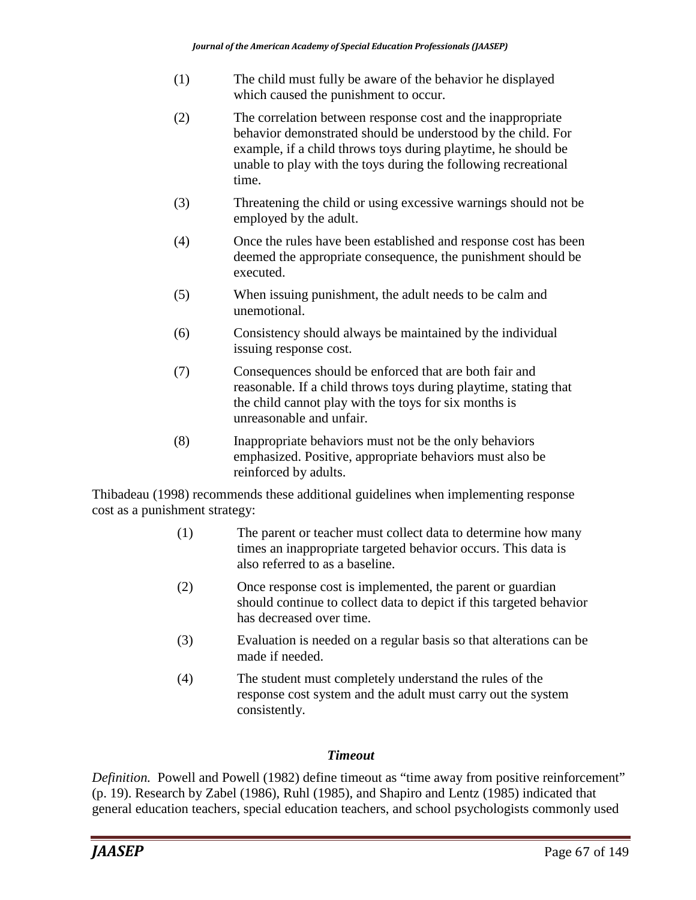(1) The child must fully be aware of the behavior he displayed which caused the punishment to occur.

(2) The correlation between response cost and the inappropriate behavior demonstrated should be understood by the child. For example, if a child throws toys during playtime, he should be unable to play with the toys during the following recreational time.

(3) Threatening the child or using excessive warnings should not be employed by the adult.

(4) Once the rules have been established and response cost has been deemed the appropriate consequence, the punishment should be executed.

(5) When issuing punishment, the adult needs to be calm and unemotional.

(6) Consistency should always be maintained by the individual issuing response cost.

(7) Consequences should be enforced that are both fair and reasonable. If a child throws toys during playtime, stating that the child cannot play with the toys for six months is unreasonable and unfair.

(8) Inappropriate behaviors must not be the only behaviors emphasized. Positive, appropriate behaviors must also be reinforced by adults.

Thibadeau (1998) recommends these additional guidelines when implementing response cost as a punishment strategy:

(1) The parent or teacher must collect data to determine how many times an inappropriate targeted behavior occurs. This data is also referred to as a baseline.

(2) Once response cost is implemented, the parent or guardian should continue to collect data to depict if this targeted behavior has decreased over time.

(3) Evaluation is needed on a regular basis so that alterations can be made if needed.

(4) The student must completely understand the rules of the response cost system and the adult must carry out the system consistently.

### *Timeout*

*Definition.* Powell and Powell (1982) define timeout as "time away from positive reinforcement" (p. 19). Research by Zabel (1986), Ruhl (1985), and Shapiro and Lentz (1985) indicated that general education teachers, special education teachers, and school psychologists commonly used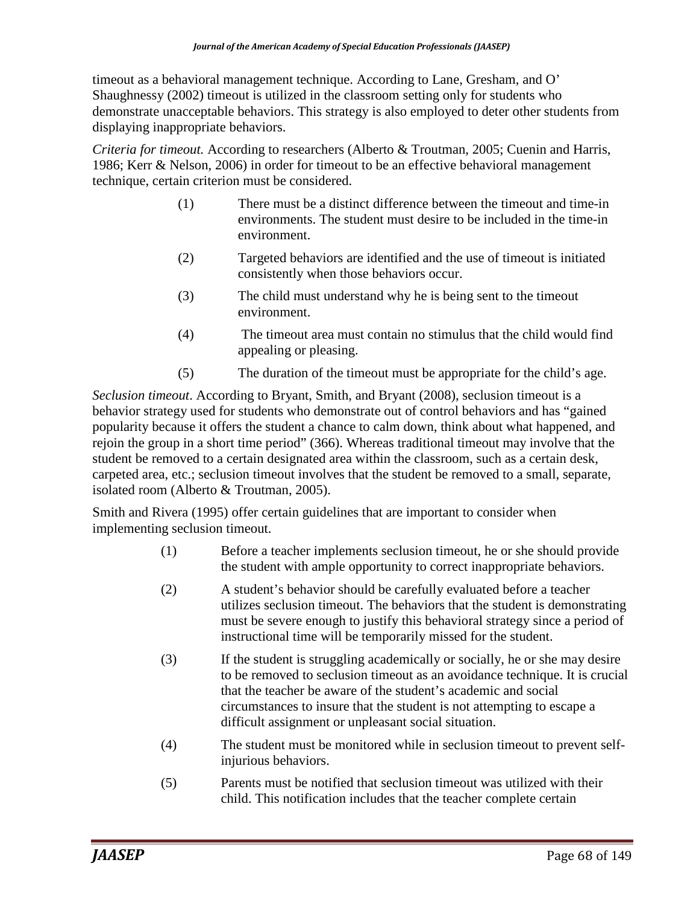timeout as a behavioral management technique. According to Lane, Gresham, and O' Shaughnessy (2002) timeout is utilized in the classroom setting only for students who demonstrate unacceptable behaviors. This strategy is also employed to deter other students from displaying inappropriate behaviors.

*Criteria for timeout.* According to researchers (Alberto & Troutman, 2005; Cuenin and Harris, 1986; Kerr & Nelson, 2006) in order for timeout to be an effective behavioral management technique, certain criterion must be considered.

(1) There must be a distinct difference between the timeout and time-in environments. The student must desire to be included in the time-in environment.

(2) Targeted behaviors are identified and the use of timeout is initiated consistently when those behaviors occur.

(3) The child must understand why he is being sent to the timeout environment.

(4) The timeout area must contain no stimulus that the child would find appealing or pleasing.

(5) The duration of the timeout must be appropriate for the child's age.

*Seclusion timeout*. According to Bryant, Smith, and Bryant (2008), seclusion timeout is a behavior strategy used for students who demonstrate out of control behaviors and has "gained popularity because it offers the student a chance to calm down, think about what happened, and rejoin the group in a short time period" (366). Whereas traditional timeout may involve that the student be removed to a certain designated area within the classroom, such as a certain desk, carpeted area, etc.; seclusion timeout involves that the student be removed to a small, separate, isolated room (Alberto & Troutman, 2005).

Smith and Rivera (1995) offer certain guidelines that are important to consider when implementing seclusion timeout.

(1) Before a teacher implements seclusion timeout, he or she should provide the student with ample opportunity to correct inappropriate behaviors.

(2) A student's behavior should be carefully evaluated before a teacher utilizes seclusion timeout. The behaviors that the student is demonstrating must be severe enough to justify this behavioral strategy since a period of instructional time will be temporarily missed for the student.

(3) If the student is struggling academically or socially, he or she may desire to be removed to seclusion timeout as an avoidance technique. It is crucial that the teacher be aware of the student's academic and social circumstances to insure that the student is not attempting to escape a difficult assignment or unpleasant social situation.

(4) The student must be monitored while in seclusion timeout to prevent self-injurious behaviors.

(5) Parents must be notified that seclusion timeout was utilized with their child. This notification includes that the teacher complete certain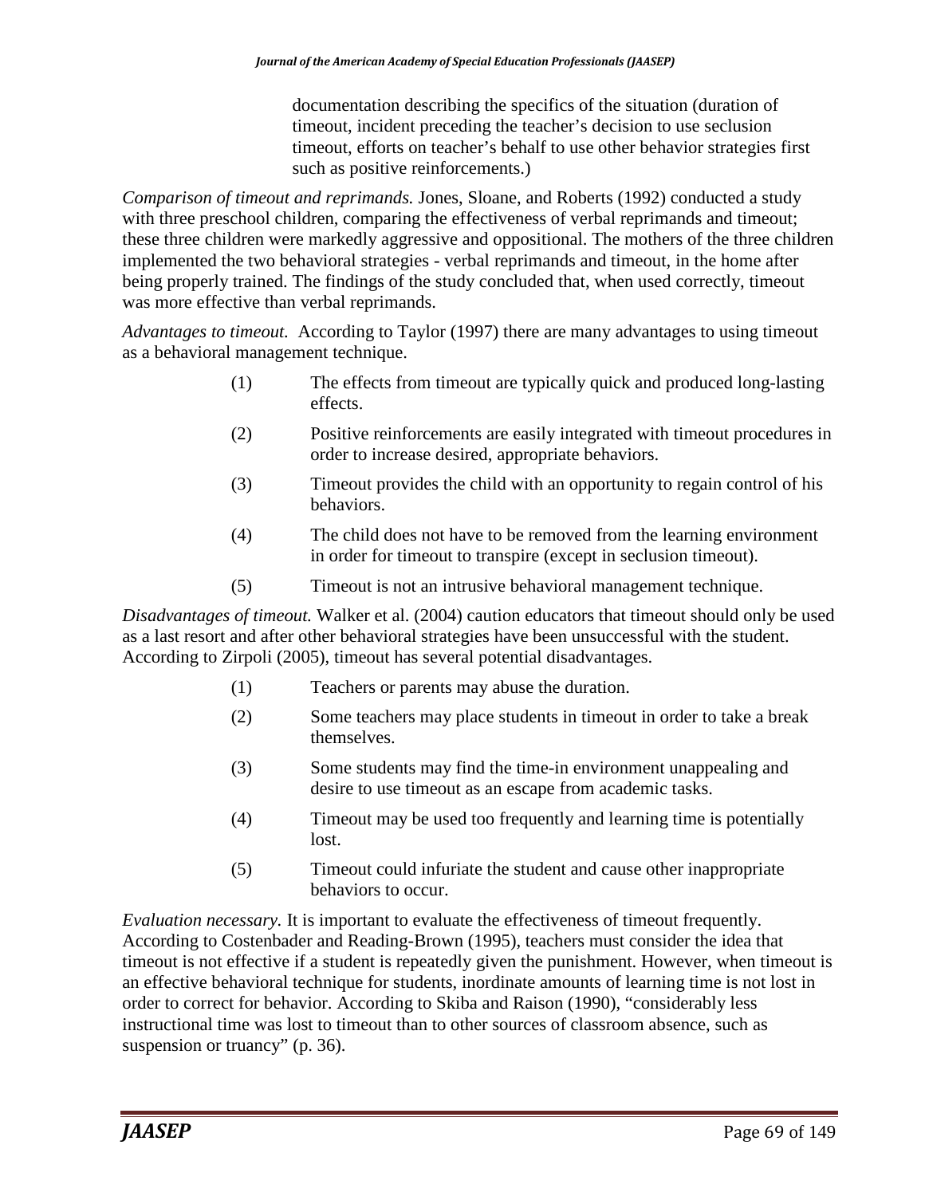documentation describing the specifics of the situation (duration of timeout, incident preceding the teacher's decision to use seclusion timeout, efforts on teacher's behalf to use other behavior strategies first such as positive reinforcements.)

*Comparison of timeout and reprimands.* Jones, Sloane, and Roberts (1992) conducted a study with three preschool children, comparing the effectiveness of verbal reprimands and timeout; these three children were markedly aggressive and oppositional. The mothers of the three children implemented the two behavioral strategies - verbal reprimands and timeout, in the home after being properly trained. The findings of the study concluded that, when used correctly, timeout was more effective than verbal reprimands.

*Advantages to timeout.* According to Taylor (1997) there are many advantages to using timeout as a behavioral management technique.

(1) The effects from timeout are typically quick and produced long-lasting effects.

(2) Positive reinforcements are easily integrated with timeout procedures in order to increase desired, appropriate behaviors.

(3) Timeout provides the child with an opportunity to regain control of his behaviors.

(4) The child does not have to be removed from the learning environment in order for timeout to transpire (except in seclusion timeout).

(5) Timeout is not an intrusive behavioral management technique.

*Disadvantages of timeout.* Walker et al. (2004) caution educators that timeout should only be used as a last resort and after other behavioral strategies have been unsuccessful with the student. According to Zirpoli (2005), timeout has several potential disadvantages.

(1) Teachers or parents may abuse the duration.

(2) Some teachers may place students in timeout in order to take a break themselves.

(3) Some students may find the time-in environment unappealing and desire to use timeout as an escape from academic tasks.

(4) Timeout may be used too frequently and learning time is potentially lost.

(5) Timeout could infuriate the student and cause other inappropriate behaviors to occur.

*Evaluation necessary.* It is important to evaluate the effectiveness of timeout frequently. According to Costenbader and Reading-Brown (1995), teachers must consider the idea that timeout is not effective if a student is repeatedly given the punishment. However, when timeout is an effective behavioral technique for students, inordinate amounts of learning time is not lost in order to correct for behavior. According to Skiba and Raison (1990), "considerably less instructional time was lost to timeout than to other sources of classroom absence, such as suspension or truancy" (p. 36).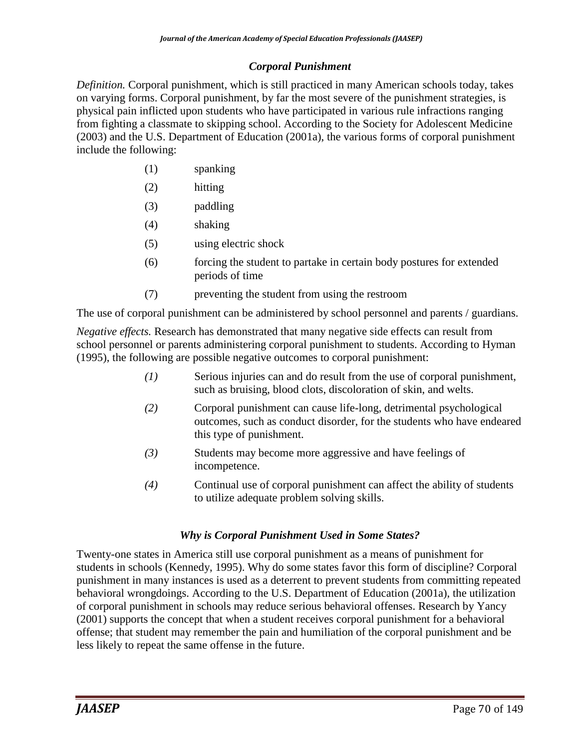### *Corporal Punishment*

*Definition.* Corporal punishment, which is still practiced in many American schools today, takes on varying forms. Corporal punishment, by far the most severe of the punishment strategies, is physical pain inflicted upon students who have participated in various rule infractions ranging from fighting a classmate to skipping school. According to the Society for Adolescent Medicine (2003) and the U.S. Department of Education (2001a), the various forms of corporal punishment include the following:

(1) spanking

(2) hitting

(3) paddling

(4) shaking

(5) using electric shock

(6) forcing the student to partake in certain body postures for extended periods of time

(7) preventing the student from using the restroom

The use of corporal punishment can be administered by school personnel and parents / guardians.

*Negative effects.* Research has demonstrated that many negative side effects can result from school personnel or parents administering corporal punishment to students. According to Hyman (1995), the following are possible negative outcomes to corporal punishment:

*(1)* Serious injuries can and do result from the use of corporal punishment, such as bruising, blood clots, discoloration of skin, and welts.

*(2)* Corporal punishment can cause life-long, detrimental psychological outcomes, such as conduct disorder, for the students who have endeared this type of punishment.

*(3)* Students may become more aggressive and have feelings of incompetence.

*(4)* Continual use of corporal punishment can affect the ability of students to utilize adequate problem solving skills.

### *Why is Corporal Punishment Used in Some States?*

Twenty-one states in America still use corporal punishment as a means of punishment for students in schools (Kennedy, 1995). Why do some states favor this form of discipline? Corporal punishment in many instances is used as a deterrent to prevent students from committing repeated behavioral wrongdoings. According to the U.S. Department of Education (2001a), the utilization of corporal punishment in schools may reduce serious behavioral offenses. Research by Yancy (2001) supports the concept that when a student receives corporal punishment for a behavioral offense; that student may remember the pain and humiliation of the corporal punishment and be less likely to repeat the same offense in the future.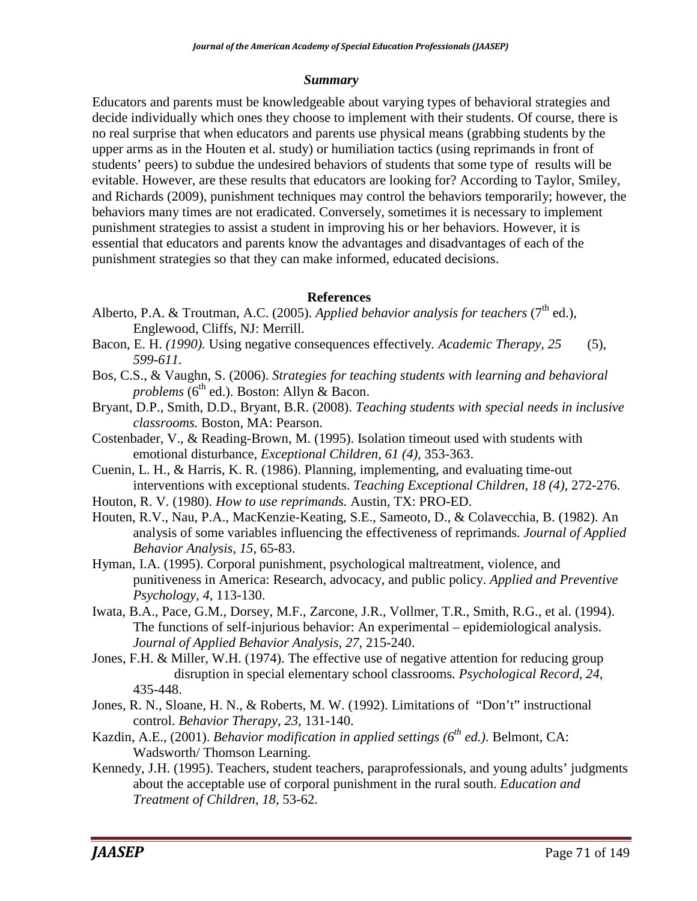### *Summary*

Educators and parents must be knowledgeable about varying types of behavioral strategies and decide individually which ones they choose to implement with their students. Of course, there is no real surprise that when educators and parents use physical means (grabbing students by the upper arms as in the Houten et al. study) or humiliation tactics (using reprimands in front of students' peers) to subdue the undesired behaviors of students that some type of results will be evitable. However, are these results that educators are looking for? According to Taylor, Smiley, and Richards (2009), punishment techniques may control the behaviors temporarily; however, the behaviors many times are not eradicated. Conversely, sometimes it is necessary to implement punishment strategies to assist a student in improving his or her behaviors. However, it is essential that educators and parents know the advantages and disadvantages of each of the punishment strategies so that they can make informed, educated decisions.

### References

Alberto, P.A. & Troutman, A.C. (2005). *Applied behavior analysis for teachers* (7th ed.), Englewood, Cliffs, NJ: Merrill.

Bacon, E. H. *(1990).* Using negative consequences effectively. *Academic Therapy, 25* (5), *599-611.*

Bos, C.S., & Vaughn, S. (2006). *Strategies for teaching students with learning and behavioral problems* (6th ed.). Boston: Allyn & Bacon.

Bryant, D.P., Smith, D.D., Bryant, B.R. (2008). *Teaching students with special needs in inclusive classrooms.* Boston, MA: Pearson.

Costenbader, V., & Reading-Brown, M. (1995). Isolation timeout used with students with emotional disturbance, *Exceptional Children, 61 (4),* 353-363.

Cuenin, L. H., & Harris, K. R. (1986). Planning, implementing, and evaluating time-out interventions with exceptional students. *Teaching Exceptional Children, 18 (4),* 272-276.

Houton, R. V. (1980). *How to use reprimands.* Austin, TX: PRO-ED.

Houten, R.V., Nau, P.A., MacKenzie-Keating, S.E., Sameoto, D., & Colavecchia, B. (1982). An analysis of some variables influencing the effectiveness of reprimands. *Journal of Applied Behavior Analysis, 15*, 65-83.

Hyman, I.A. (1995). Corporal punishment, psychological maltreatment, violence, and punitiveness in America: Research, advocacy, and public policy. *Applied and Preventive Psychology, 4*, 113-130.

Iwata, B.A., Pace, G.M., Dorsey, M.F., Zarcone, J.R., Vollmer, T.R., Smith, R.G., et al. (1994). The functions of self-injurious behavior: An experimental – epidemiological analysis. *Journal of Applied Behavior Analysis, 27*, 215-240.

Jones, F.H. & Miller, W.H. (1974). The effective use of negative attention for reducing group disruption in special elementary school classrooms. *Psychological Record, 24,* 435-448.

Jones, R. N., Sloane, H. N., & Roberts, M. W. (1992). Limitations of "Don't" instructional control. *Behavior Therapy, 23*, 131-140.

Kazdin, A.E., (2001). *Behavior modification in applied settings (6th ed.).* Belmont, CA: Wadsworth/ Thomson Learning.

Kennedy, J.H. (1995). Teachers, student teachers, paraprofessionals, and young adults' judgments about the acceptable use of corporal punishment in the rural south. *Education and Treatment of Children, 18*, 53-62.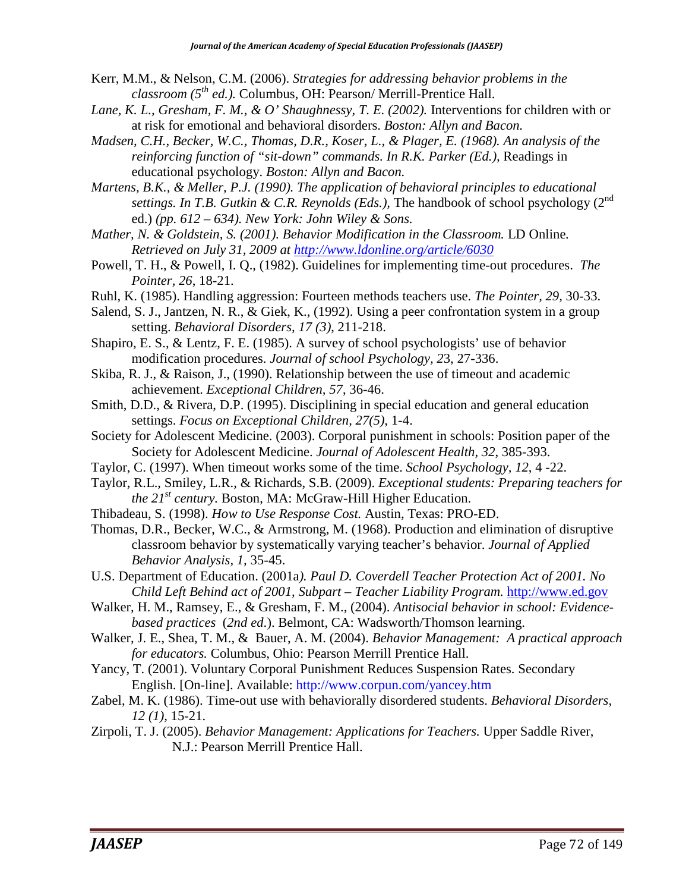Kerr, M.M., & Nelson, C.M. (2006). *Strategies for addressing behavior problems in the classroom (5th ed.).* Columbus, OH: Pearson/ Merrill-Prentice Hall.

*Lane, K. L., Gresham, F. M., & O' Shaughnessy, T. E. (2002).* Interventions for children with or at risk for emotional and behavioral disorders. *Boston: Allyn and Bacon.*

*Madsen, C.H., Becker, W.C., Thomas, D.R., Koser, L., & Plager, E. (1968). An analysis of the reinforcing function of "sit-down" commands. In R.K. Parker (Ed.),* Readings in educational psychology. *Boston: Allyn and Bacon.*

*Martens, B.K., & Meller, P.J. (1990). The application of behavioral principles to educational settings. In T.B. Gutkin & C.R. Reynolds (Eds.),* The handbook of school psychology (2nd ed.) *(pp. 612 – 634). New York: John Wiley & Sons.*

*Mather, N. & Goldstein, S. (2001). Behavior Modification in the Classroom.* LD Online*. Retrieved on July 31, 2009 at http://www.ldonline.org/article/6030*

Powell, T. H., & Powell, I. Q., (1982). Guidelines for implementing time-out procedures. *The Pointer, 26*, 18-21.

Ruhl, K. (1985). Handling aggression: Fourteen methods teachers use. *The Pointer, 29,* 30-33.

Salend, S. J., Jantzen, N. R., & Giek, K., (1992). Using a peer confrontation system in a group setting. *Behavioral Disorders, 17 (3),* 211-218.

Shapiro, E. S., & Lentz, F. E. (1985). A survey of school psychologists' use of behavior modification procedures. *Journal of school Psychology, 2*3, 27-336.

Skiba, R. J., & Raison, J., (1990). Relationship between the use of timeout and academic achievement. *Exceptional Children, 57*, 36-46.

Smith, D.D., & Rivera, D.P. (1995). Disciplining in special education and general education settings. *Focus on Exceptional Children, 27(5),* 1-4.

Society for Adolescent Medicine. (2003). Corporal punishment in schools: Position paper of the Society for Adolescent Medicine. *Journal of Adolescent Health, 32*, 385-393.

Taylor, C. (1997). When timeout works some of the time. *School Psychology, 12*, 4 -22.

Taylor, R.L., Smiley, L.R., & Richards, S.B. (2009). *Exceptional students: Preparing teachers for the 21st century.* Boston, MA: McGraw-Hill Higher Education.

Thibadeau, S. (1998). *How to Use Response Cost.* Austin, Texas: PRO-ED.

Thomas, D.R., Becker, W.C., & Armstrong, M. (1968). Production and elimination of disruptive classroom behavior by systematically varying teacher's behavior. *Journal of Applied Behavior Analysis, 1,* 35-45.

U.S. Department of Education. (2001a*). Paul D. Coverdell Teacher Protection Act of 2001. No Child Left Behind act of 2001, Subpart – Teacher Liability Program.* http://www.ed.gov

Walker, H. M., Ramsey, E., & Gresham, F. M., (2004). *Antisocial behavior in school: Evidence-based practices* (*2nd ed*.). Belmont, CA: Wadsworth/Thomson learning.

Walker, J. E., Shea, T. M., & Bauer, A. M. (2004). *Behavior Management: A practical approach for educators.* Columbus, Ohio: Pearson Merrill Prentice Hall.

Yancy, T. (2001). Voluntary Corporal Punishment Reduces Suspension Rates. Secondary English. [On-line]. Available: http://www.corpun.com/yancey.htm

Zabel, M. K. (1986). Time-out use with behaviorally disordered students. *Behavioral Disorders, 12 (1),* 15-21.

Zirpoli, T. J. (2005). *Behavior Management: Applications for Teachers.* Upper Saddle River, N.J.: Pearson Merrill Prentice Hall.